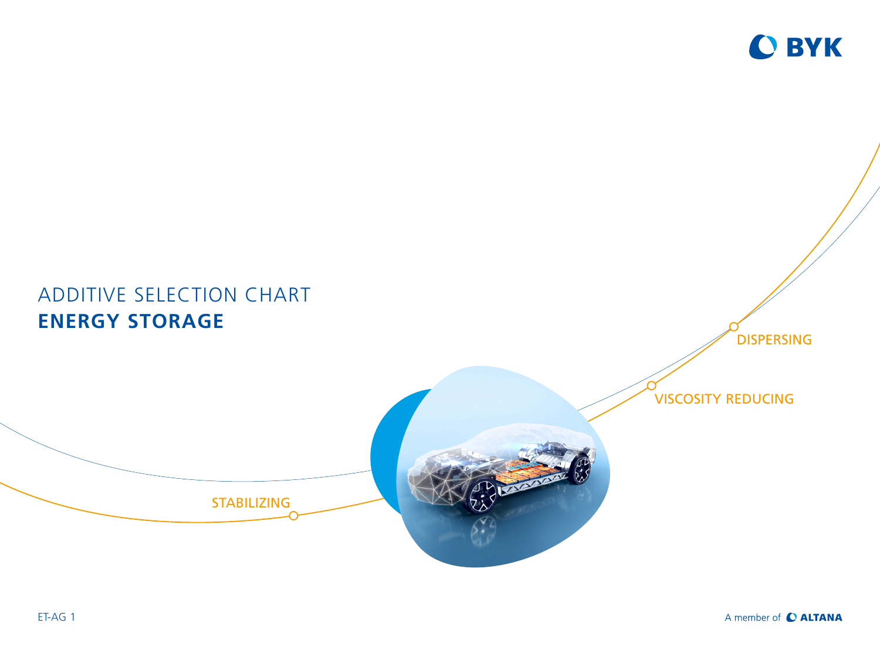# ADDITIVE SELECTION CHART

## ENERGY STORAGE

DISPERSING

VISCOSITY REDUCING

STABILIZING

ET-AG 1

A member of ALTANA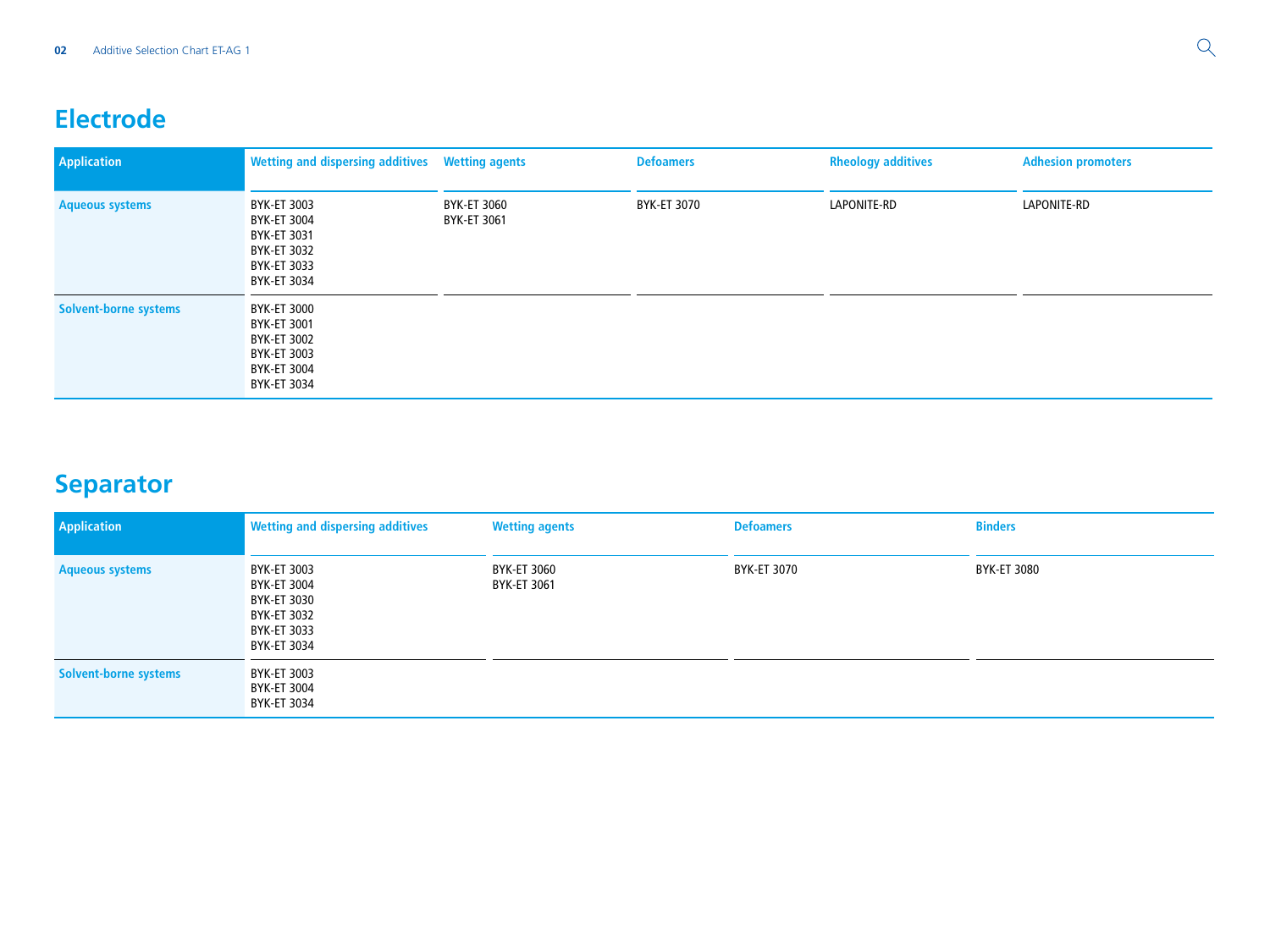## Electrode

| Application | Wetting and dispersing additives | Wetting agents | Defoamers | Rheology additives | Adhesion promoters |
|---|---|---|---|---|---|
| Aqueous systems | BYK-ET 3003<br>BYK-ET 3004<br>BYK-ET 3031<br>BYK-ET 3032<br>BYK-ET 3033<br>BYK-ET 3034 | BYK-ET 3060<br>BYK-ET 3061 | BYK-ET 3070 | LAPONITE-RD | LAPONITE-RD |
| Solvent-borne systems | BYK-ET 3000<br>BYK-ET 3001<br>BYK-ET 3002<br>BYK-ET 3003<br>BYK-ET 3004<br>BYK-ET 3034 | | | | |

## Separator

| Application | Wetting and dispersing additives | Wetting agents | Defoamers | Binders |
|---|---|---|---|---|
| Aqueous systems | BYK-ET 3003<br>BYK-ET 3004<br>BYK-ET 3030<br>BYK-ET 3032<br>BYK-ET 3033<br>BYK-ET 3034 | BYK-ET 3060<br>BYK-ET 3061 | BYK-ET 3070 | BYK-ET 3080 |
| Solvent-borne systems | BYK-ET 3003<br>BYK-ET 3004<br>BYK-ET 3034 | | | |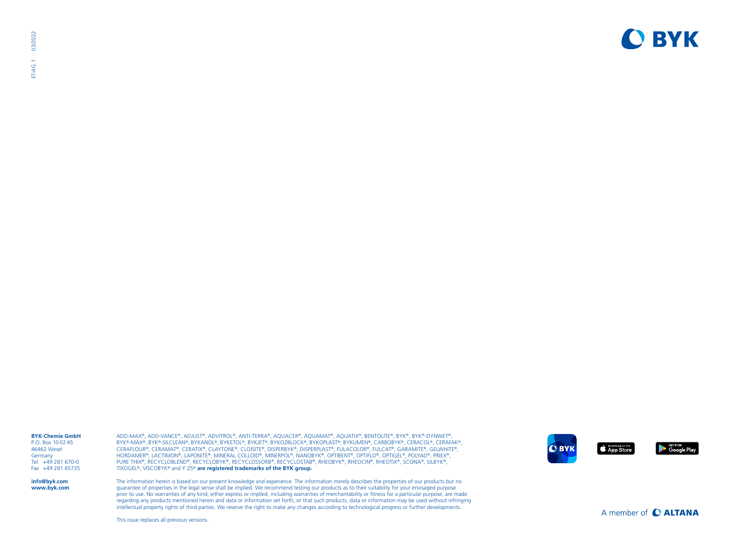ET-AG 1 03/2022

**BYK-Chemie GmbH**
P.O. Box 10 02 45
46462 Wesel
Germany
Tel +49 281 670-0
Fax +49 281 65735

**info@byk.com**
**www.byk.com**

ADD-MAX®, ADD-VANCE®, ADJUST®, ADVITROL®, ANTI-TERRA®, AQUACER®, AQUAMAT®, AQUATIX®, BENTOLITE®, BYK®, BYK®-DYNWET®, BYK®-MAX®, BYK®-SILCLEAN®, BYKANOL®, BYKETOL®, BYKJET®, BYKO2BLOCK®, BYKOPLAST®, BYKUMEN®, CARBOBYK®, CERACOL®, CERAFAK®, CERAFLOUR®, CERAMAT®, CERATIX®, CLAYTONE®, CLOISITE®, DISPERBYK®, DISPERPLAST®, FULACOLOR®, FULCAT®, GARAMITE®, GELWHITE®, HORDAMER®, LACTIMON®, LAPONITE®, MINERAL COLLOID®, MINERPOL®, NANOBYK®, OPTIBENT®, OPTIFLO®, OPTIGEL®, POLYAD®, PRIEX®, PURE THIX®, RECYCLOBLEND®, RECYCLOBYK®, RECYCLOSSORB®, RECYCLOSTAB®, RHEOBYK®, RHEOCIN®, RHEOTIX®, SCONA®, SILBYK®, TIXOGEL®, VISCOBYK® and Y 25® **are registered trademarks of the BYK group.**

The information herein is based on our present knowledge and experience. The information merely describes the properties of our products but no guarantee of properties in the legal sense shall be implied. We recommend testing our products as to their suitability for your envisaged purpose prior to use. No warranties of any kind, either express or implied, including warranties of merchantability or fitness for a particular purpose, are made regarding any products mentioned herein and data or information set forth, or that such products, data or information may be used without infringing intellectual property rights of third parties. We reserve the right to make any changes according to technological progress or further developments.

This issue replaces all previous versions.

A member of ALTANA